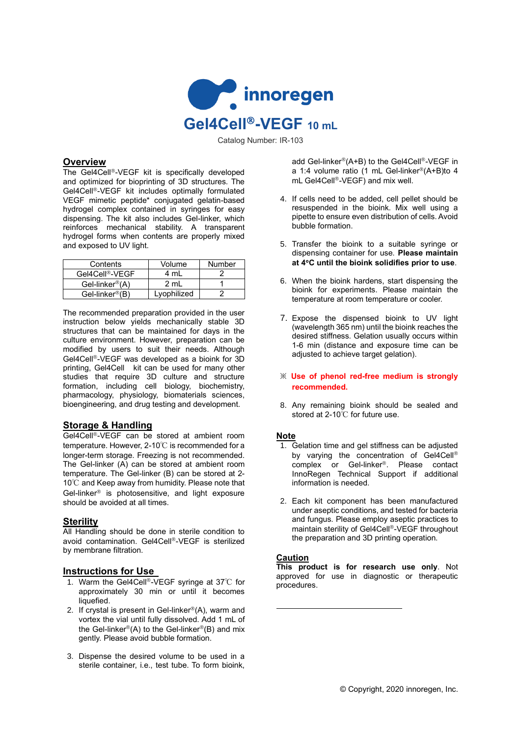innoregen

# Gel4Cell®-VEGF 10 mL

Catalog Number: IR-103

## Overview

The Gel4Cell®-VEGF kit is specifically developed and optimized for bioprinting of 3D structures. The Gel4Cell®-VEGF kit includes optimally formulated VEGF mimetic peptide* conjugated gelatin-based hydrogel complex contained in syringes for easy dispensing. The kit also includes Gel-linker, which reinforces mechanical stability. A transparent hydrogel forms when contents are properly mixed and exposed to UV light.

| Contents | Volume | Number |
|---|---|---|
| Gel4Cell®-VEGF | 4 mL | 2 |
| Gel-linker®(A) | 2 mL | 1 |
| Gel-linker®(B) | Lyophilized | 2 |

The recommended preparation provided in the user instruction below yields mechanically stable 3D structures that can be maintained for days in the culture environment. However, preparation can be modified by users to suit their needs. Although Gel4Cell®-VEGF was developed as a bioink for 3D printing, Gel4Cell kit can be used for many other studies that require 3D culture and structure formation, including cell biology, biochemistry, pharmacology, physiology, biomaterials sciences, bioengineering, and drug testing and development.

## Storage & Handling

Gel4Cell®-VEGF can be stored at ambient room temperature. However, 2-10℃ is recommended for a longer-term storage. Freezing is not recommended. The Gel-linker (A) can be stored at ambient room temperature. The Gel-linker (B) can be stored at 2-10℃ and Keep away from humidity. Please note that Gel-linker® is photosensitive, and light exposure should be avoided at all times.

## Sterility

All Handling should be done in sterile condition to avoid contamination. Gel4Cell®-VEGF is sterilized by membrane filtration.

## Instructions for Use

1. Warm the Gel4Cell®-VEGF syringe at 37℃ for approximately 30 min or until it becomes liquefied.
2. If crystal is present in Gel-linker®(A), warm and vortex the vial until fully dissolved. Add 1 mL of the Gel-linker®(A) to the Gel-linker®(B) and mix gently. Please avoid bubble formation.
3. Dispense the desired volume to be used in a sterile container, i.e., test tube. To form bioink, add Gel-linker®(A+B) to the Gel4Cell®-VEGF in a 1:4 volume ratio (1 mL Gel-linker®(A+B)to 4 mL Gel4Cell®-VEGF) and mix well.
4. If cells need to be added, cell pellet should be resuspended in the bioink. Mix well using a pipette to ensure even distribution of cells. Avoid bubble formation.
5. Transfer the bioink to a suitable syringe or dispensing container for use. **Please maintain at 4°C until the bioink solidifies prior to use**.
6. When the bioink hardens, start dispensing the bioink for experiments. Please maintain the temperature at room temperature or cooler.
7. Expose the dispensed bioink to UV light (wavelength 365 nm) until the bioink reaches the desired stiffness. Gelation usually occurs within 1-6 min (distance and exposure time can be adjusted to achieve target gelation).

※ **Use of phenol red-free medium is strongly recommended.**

8. Any remaining bioink should be sealed and stored at 2-10℃ for future use.

## Note

1. Gelation time and gel stiffness can be adjusted by varying the concentration of Gel4Cell® complex or Gel-linker®. Please contact InnoRegen Technical Support if additional information is needed.
2. Each kit component has been manufactured under aseptic conditions, and tested for bacteria and fungus. Please employ aseptic practices to maintain sterility of Gel4Cell®-VEGF throughout the preparation and 3D printing operation.

## Caution

**This product is for research use only**. Not approved for use in diagnostic or therapeutic procedures.

© Copyright, 2020 innoregen, Inc.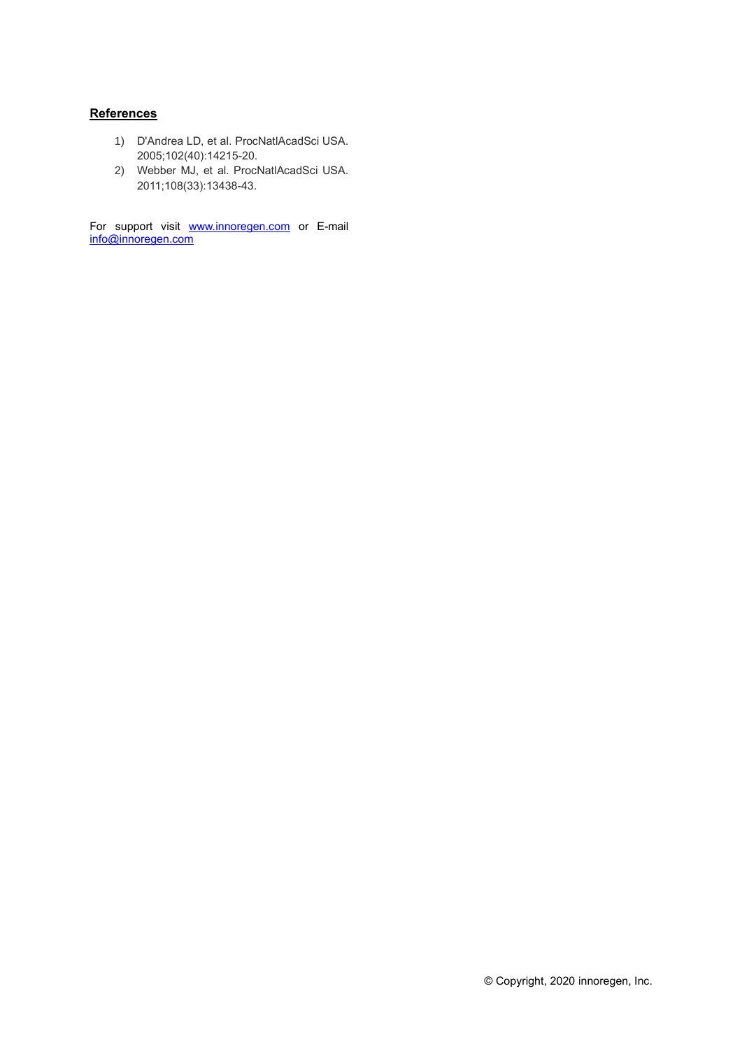## References

1) D'Andrea LD, et al. ProcNatlAcadSci USA. 2005;102(40):14215-20.
2) Webber MJ, et al. ProcNatlAcadSci USA. 2011;108(33):13438-43.

For support visit www.innoregen.com or E-mail info@innoregen.com

© Copyright, 2020 innoregen, Inc.